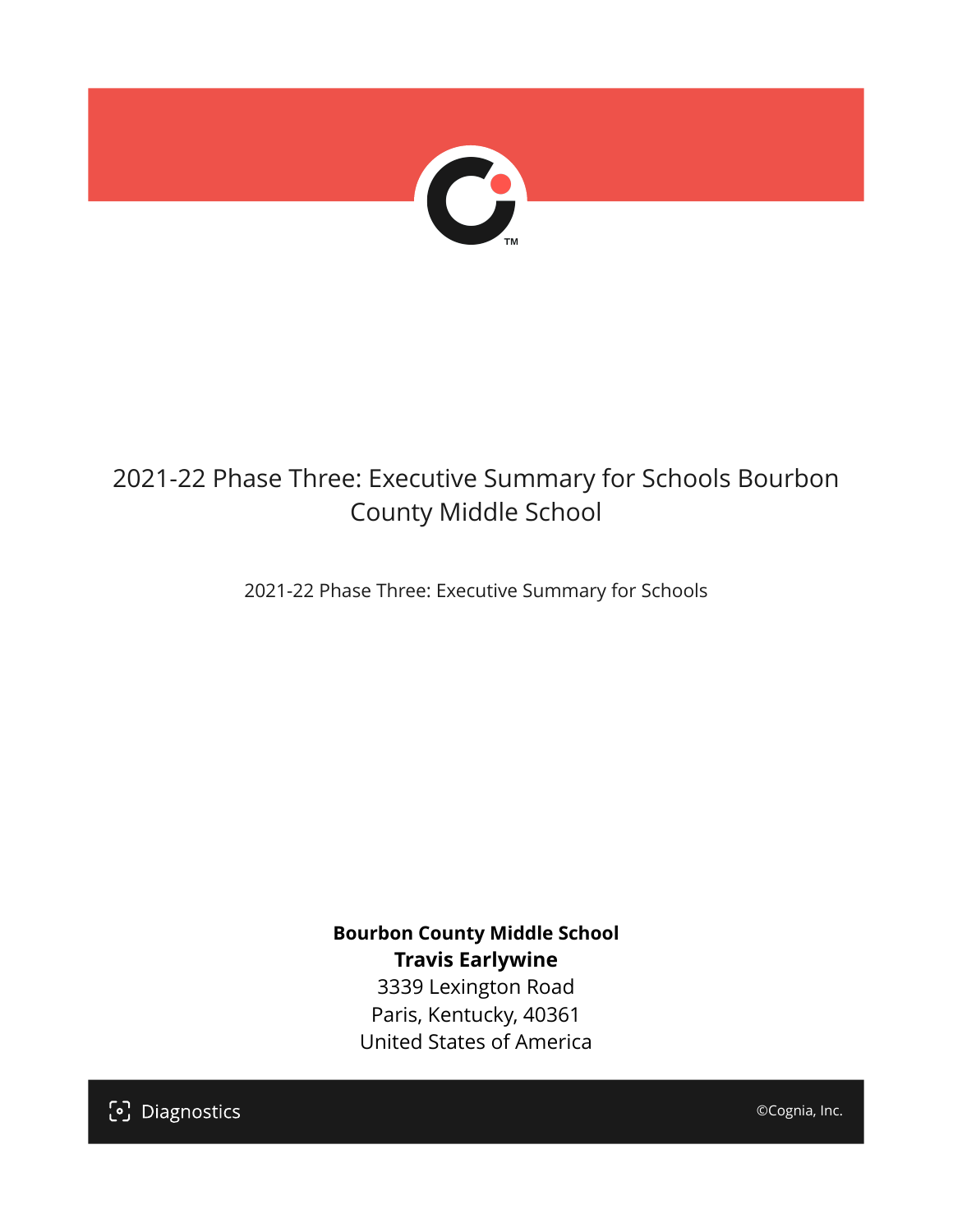# 2021-22 Phase Three: Executive Summary for Schools Bourbon County Middle School

2021-22 Phase Three: Executive Summary for Schools

**Bourbon County Middle School**
**Travis Earlywine**
3339 Lexington Road
Paris, Kentucky, 40361
United States of America

Diagnostics

©Cognia, Inc.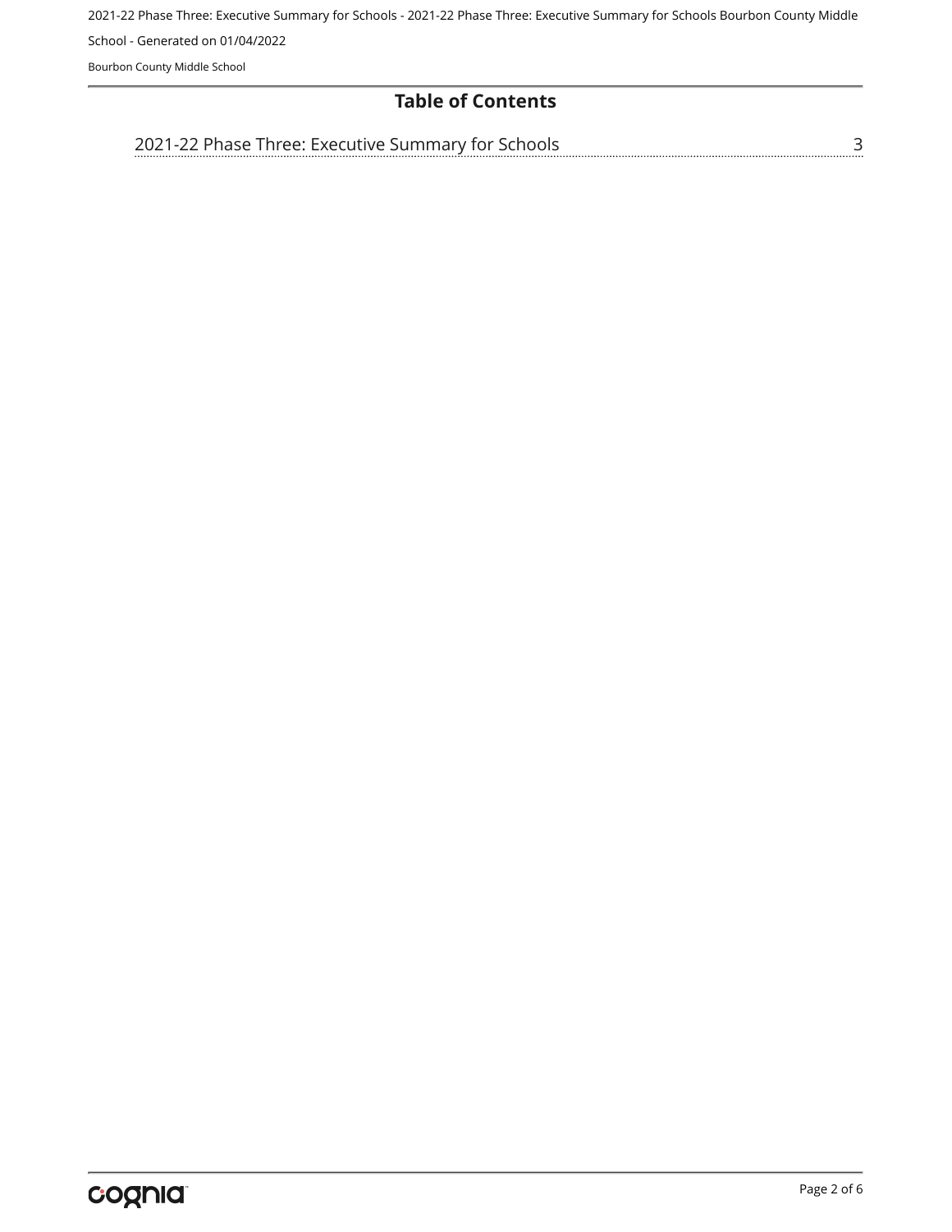# Table of Contents

2021-22 Phase Three: Executive Summary for Schools ........ 3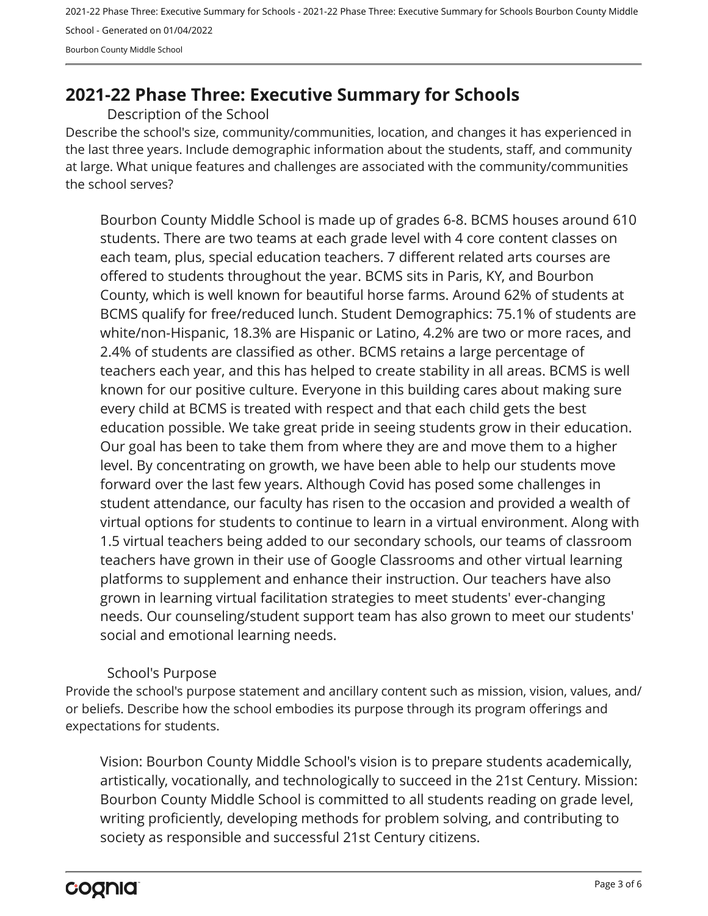# 2021-22 Phase Three: Executive Summary for Schools

## Description of the School

Describe the school's size, community/communities, location, and changes it has experienced in the last three years. Include demographic information about the students, staff, and community at large. What unique features and challenges are associated with the community/communities the school serves?

Bourbon County Middle School is made up of grades 6-8. BCMS houses around 610 students. There are two teams at each grade level with 4 core content classes on each team, plus, special education teachers. 7 different related arts courses are offered to students throughout the year. BCMS sits in Paris, KY, and Bourbon County, which is well known for beautiful horse farms. Around 62% of students at BCMS qualify for free/reduced lunch. Student Demographics: 75.1% of students are white/non-Hispanic, 18.3% are Hispanic or Latino, 4.2% are two or more races, and 2.4% of students are classified as other. BCMS retains a large percentage of teachers each year, and this has helped to create stability in all areas. BCMS is well known for our positive culture. Everyone in this building cares about making sure every child at BCMS is treated with respect and that each child gets the best education possible. We take great pride in seeing students grow in their education. Our goal has been to take them from where they are and move them to a higher level. By concentrating on growth, we have been able to help our students move forward over the last few years. Although Covid has posed some challenges in student attendance, our faculty has risen to the occasion and provided a wealth of virtual options for students to continue to learn in a virtual environment. Along with 1.5 virtual teachers being added to our secondary schools, our teams of classroom teachers have grown in their use of Google Classrooms and other virtual learning platforms to supplement and enhance their instruction. Our teachers have also grown in learning virtual facilitation strategies to meet students' ever-changing needs. Our counseling/student support team has also grown to meet our students' social and emotional learning needs.

## School's Purpose

Provide the school's purpose statement and ancillary content such as mission, vision, values, and/or beliefs. Describe how the school embodies its purpose through its program offerings and expectations for students.

Vision: Bourbon County Middle School's vision is to prepare students academically, artistically, vocationally, and technologically to succeed in the 21st Century. Mission: Bourbon County Middle School is committed to all students reading on grade level, writing proficiently, developing methods for problem solving, and contributing to society as responsible and successful 21st Century citizens.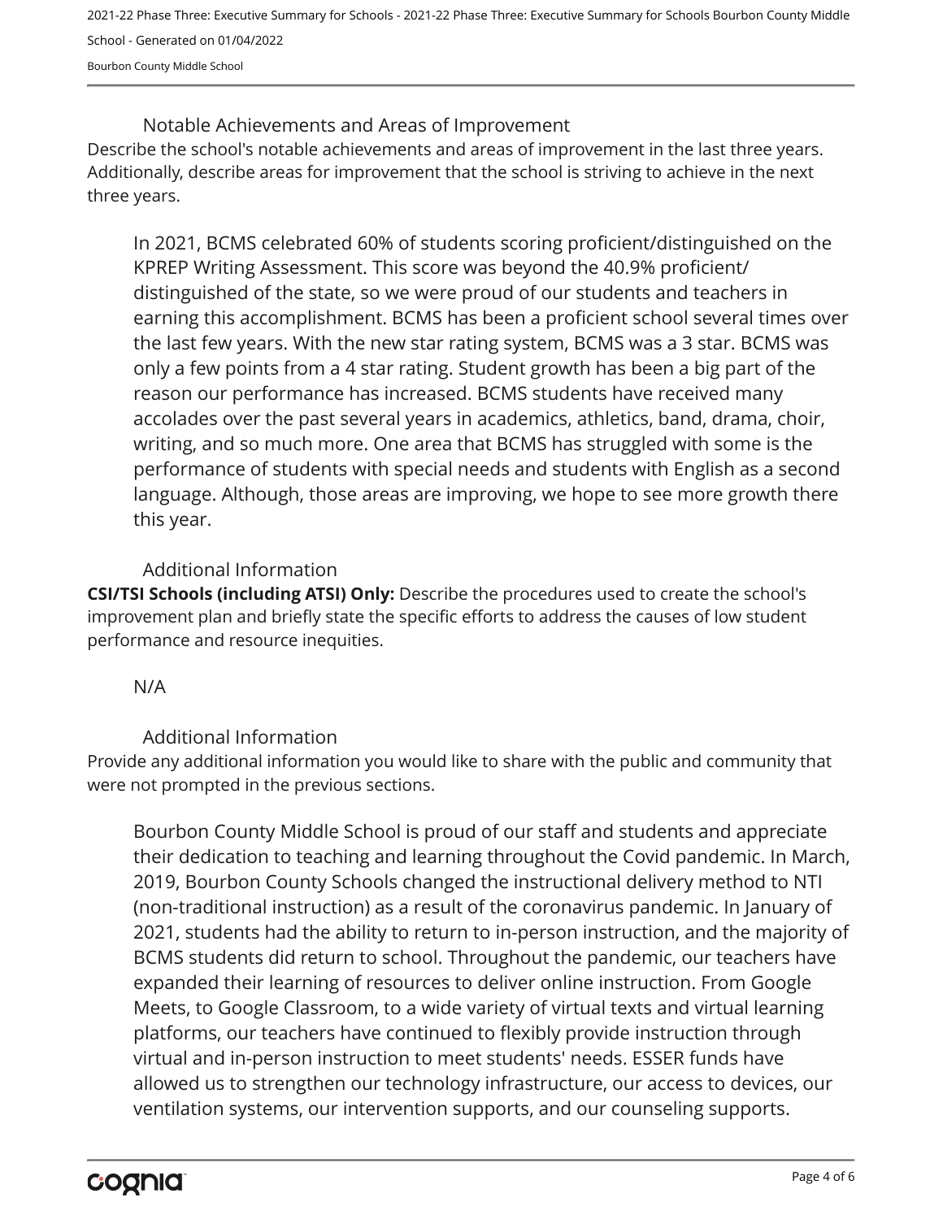## Notable Achievements and Areas of Improvement

Describe the school's notable achievements and areas of improvement in the last three years. Additionally, describe areas for improvement that the school is striving to achieve in the next three years.

In 2021, BCMS celebrated 60% of students scoring proficient/distinguished on the KPREP Writing Assessment. This score was beyond the 40.9% proficient/ distinguished of the state, so we were proud of our students and teachers in earning this accomplishment. BCMS has been a proficient school several times over the last few years. With the new star rating system, BCMS was a 3 star. BCMS was only a few points from a 4 star rating. Student growth has been a big part of the reason our performance has increased. BCMS students have received many accolades over the past several years in academics, athletics, band, drama, choir, writing, and so much more. One area that BCMS has struggled with some is the performance of students with special needs and students with English as a second language. Although, those areas are improving, we hope to see more growth there this year.

## Additional Information

**CSI/TSI Schools (including ATSI) Only:** Describe the procedures used to create the school's improvement plan and briefly state the specific efforts to address the causes of low student performance and resource inequities.

N/A

## Additional Information

Provide any additional information you would like to share with the public and community that were not prompted in the previous sections.

Bourbon County Middle School is proud of our staff and students and appreciate their dedication to teaching and learning throughout the Covid pandemic. In March, 2019, Bourbon County Schools changed the instructional delivery method to NTI (non-traditional instruction) as a result of the coronavirus pandemic. In January of 2021, students had the ability to return to in-person instruction, and the majority of BCMS students did return to school. Throughout the pandemic, our teachers have expanded their learning of resources to deliver online instruction. From Google Meets, to Google Classroom, to a wide variety of virtual texts and virtual learning platforms, our teachers have continued to flexibly provide instruction through virtual and in-person instruction to meet students' needs. ESSER funds have allowed us to strengthen our technology infrastructure, our access to devices, our ventilation systems, our intervention supports, and our counseling supports.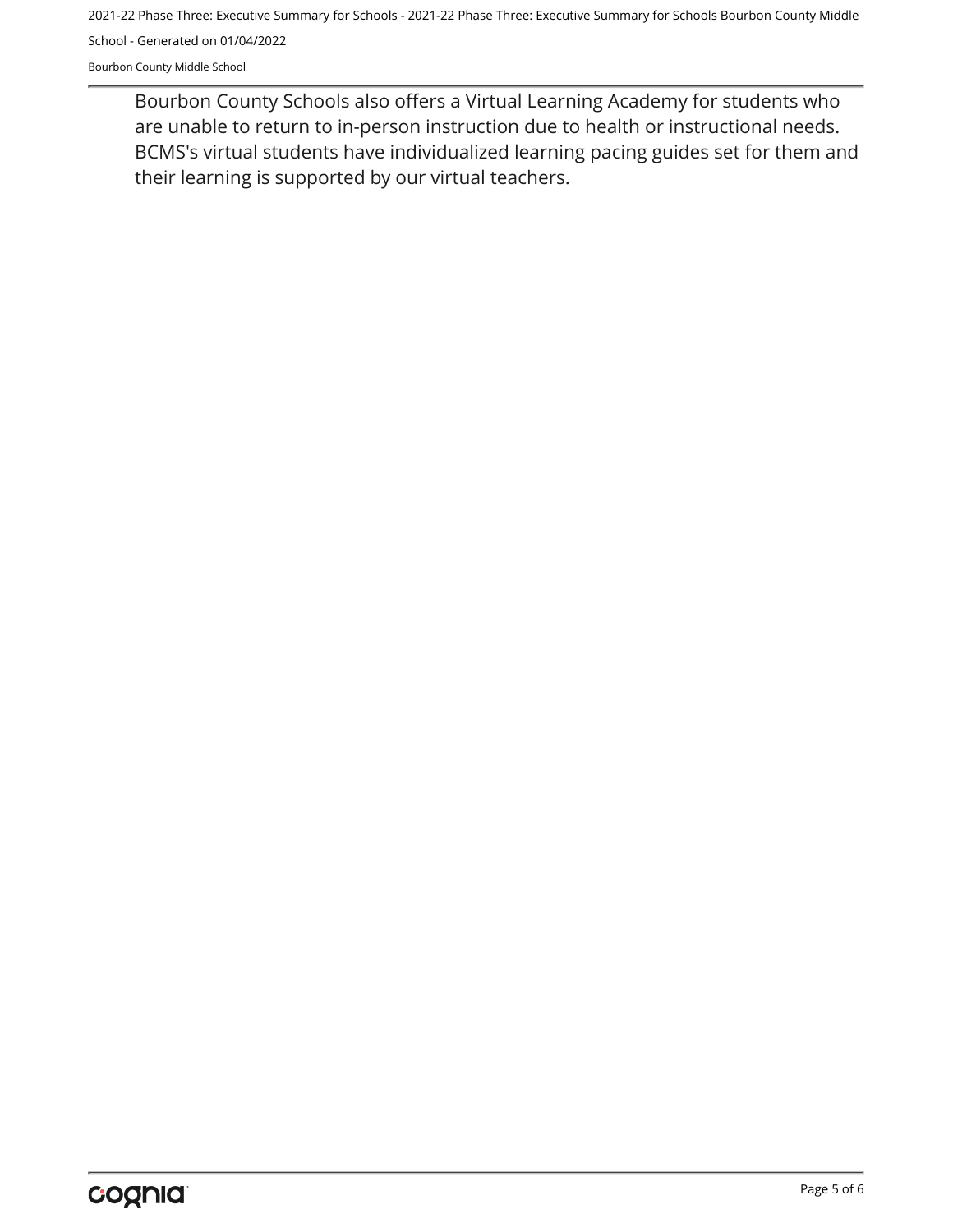Bourbon County Schools also offers a Virtual Learning Academy for students who are unable to return to in-person instruction due to health or instructional needs. BCMS's virtual students have individualized learning pacing guides set for them and their learning is supported by our virtual teachers.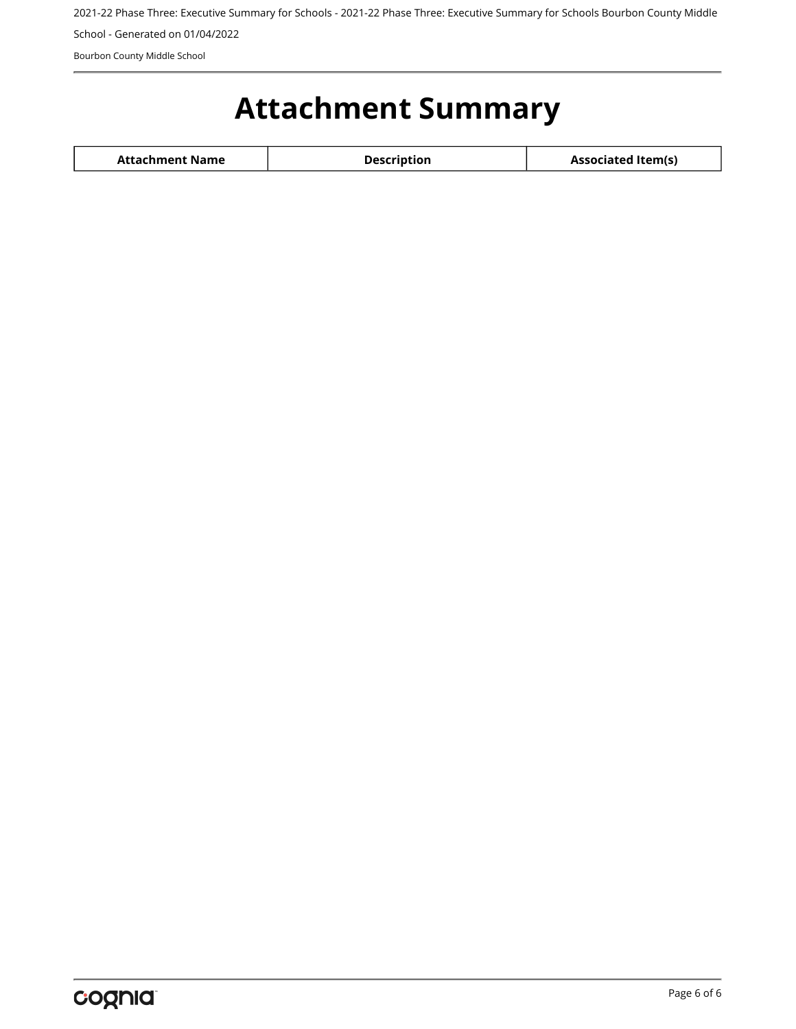# Attachment Summary

| Attachment Name | Description | Associated Item(s) |
| --- | --- | --- |